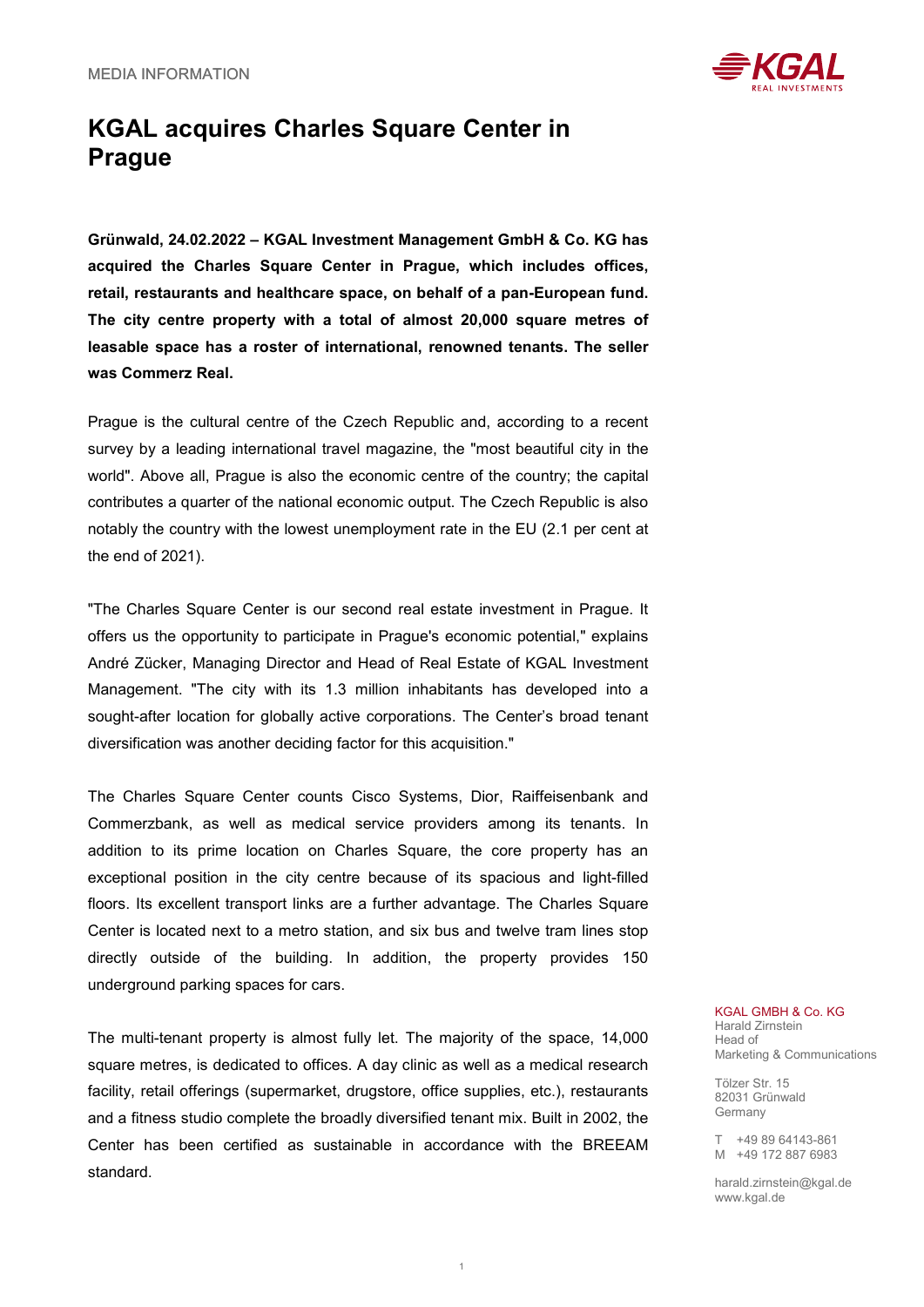MEDIA INFORMATION

# KGAL acquires Charles Square Center in Prague

**Grünwald, 24.02.2022 – KGAL Investment Management GmbH & Co. KG has acquired the Charles Square Center in Prague, which includes offices, retail, restaurants and healthcare space, on behalf of a pan-European fund. The city centre property with a total of almost 20,000 square metres of leasable space has a roster of international, renowned tenants. The seller was Commerz Real.**

Prague is the cultural centre of the Czech Republic and, according to a recent survey by a leading international travel magazine, the "most beautiful city in the world". Above all, Prague is also the economic centre of the country; the capital contributes a quarter of the national economic output. The Czech Republic is also notably the country with the lowest unemployment rate in the EU (2.1 per cent at the end of 2021).

"The Charles Square Center is our second real estate investment in Prague. It offers us the opportunity to participate in Prague's economic potential," explains André Zücker, Managing Director and Head of Real Estate of KGAL Investment Management. "The city with its 1.3 million inhabitants has developed into a sought-after location for globally active corporations. The Center's broad tenant diversification was another deciding factor for this acquisition."

The Charles Square Center counts Cisco Systems, Dior, Raiffeisenbank and Commerzbank, as well as medical service providers among its tenants. In addition to its prime location on Charles Square, the core property has an exceptional position in the city centre because of its spacious and light-filled floors. Its excellent transport links are a further advantage. The Charles Square Center is located next to a metro station, and six bus and twelve tram lines stop directly outside of the building. In addition, the property provides 150 underground parking spaces for cars.

The multi-tenant property is almost fully let. The majority of the space, 14,000 square metres, is dedicated to offices. A day clinic as well as a medical research facility, retail offerings (supermarket, drugstore, office supplies, etc.), restaurants and a fitness studio complete the broadly diversified tenant mix. Built in 2002, the Center has been certified as sustainable in accordance with the BREEAM standard.

KGAL GMBH & Co. KG
Harald Zirnstein
Head of
Marketing & Communications

Tölzer Str. 15
82031 Grünwald
Germany

T +49 89 64143-861
M +49 172 887 6983

harald.zirnstein@kgal.de
www.kgal.de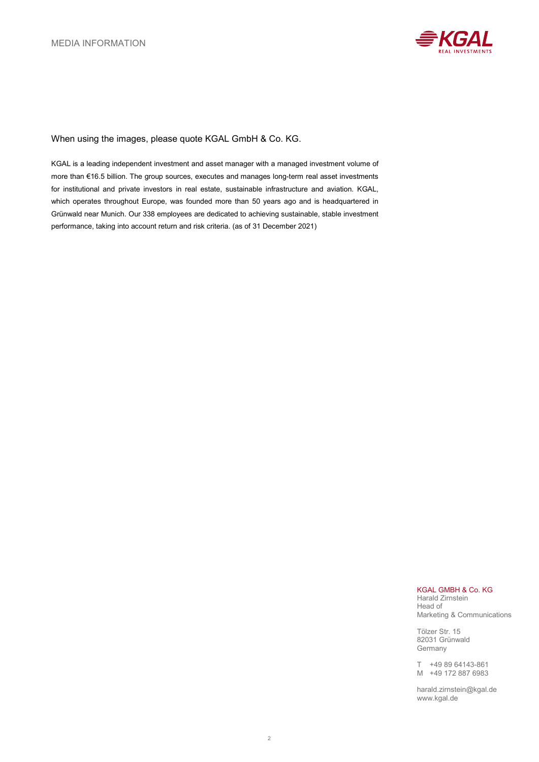When using the images, please quote KGAL GmbH & Co. KG.

KGAL is a leading independent investment and asset manager with a managed investment volume of more than €16.5 billion. The group sources, executes and manages long-term real asset investments for institutional and private investors in real estate, sustainable infrastructure and aviation. KGAL, which operates throughout Europe, was founded more than 50 years ago and is headquartered in Grünwald near Munich. Our 338 employees are dedicated to achieving sustainable, stable investment performance, taking into account return and risk criteria. (as of 31 December 2021)

KGAL GMBH & Co. KG
Harald Zirnstein
Head of
Marketing & Communications

Tölzer Str. 15
82031 Grünwald
Germany

T +49 89 64143-861
M +49 172 887 6983

harald.zirnstein@kgal.de
www.kgal.de